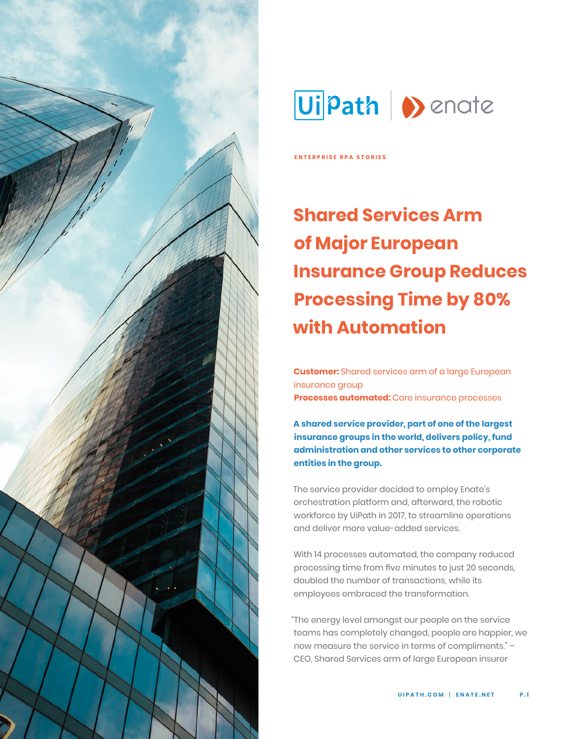UiPath | enate

ENTERPRISE RPA STORIES

# Shared Services Arm of Major European Insurance Group Reduces Processing Time by 80% with Automation

**Customer:** Shared services arm of a large European insurance group
**Processes automated:** Core insurance processes

**A shared service provider, part of one of the largest insurance groups in the world, delivers policy, fund administration and other services to other corporate entities in the group.**

The service provider decided to employ Enate's orchestration platform and, afterward, the robotic workforce by UiPath in 2017, to streamline operations and deliver more value-added services.

With 14 processes automated, the company reduced processing time from five minutes to just 20 seconds, doubled the number of transactions, while its employees embraced the transformation.

"The energy level amongst our people on the service teams has completely changed, people are happier, we now measure the service in terms of compliments." – CEO, Shared Services arm of large European insurer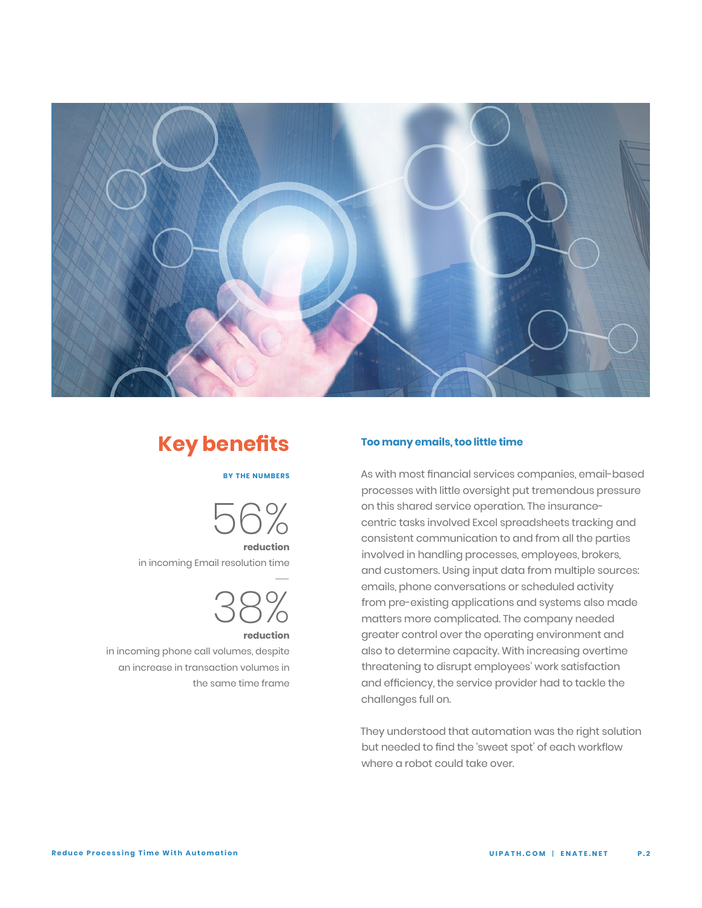## Key benefits

**BY THE NUMBERS**

56%

**reduction**

in incoming Email resolution time

38%

**reduction**

in incoming phone call volumes, despite an increase in transaction volumes in the same time frame

### Too many emails, too little time

As with most financial services companies, email-based processes with little oversight put tremendous pressure on this shared service operation. The insurance-centric tasks involved Excel spreadsheets tracking and consistent communication to and from all the parties involved in handling processes, employees, brokers, and customers. Using input data from multiple sources: emails, phone conversations or scheduled activity from pre-existing applications and systems also made matters more complicated. The company needed greater control over the operating environment and also to determine capacity. With increasing overtime threatening to disrupt employees' work satisfaction and efficiency, the service provider had to tackle the challenges full on.

They understood that automation was the right solution but needed to find the 'sweet spot' of each workflow where a robot could take over.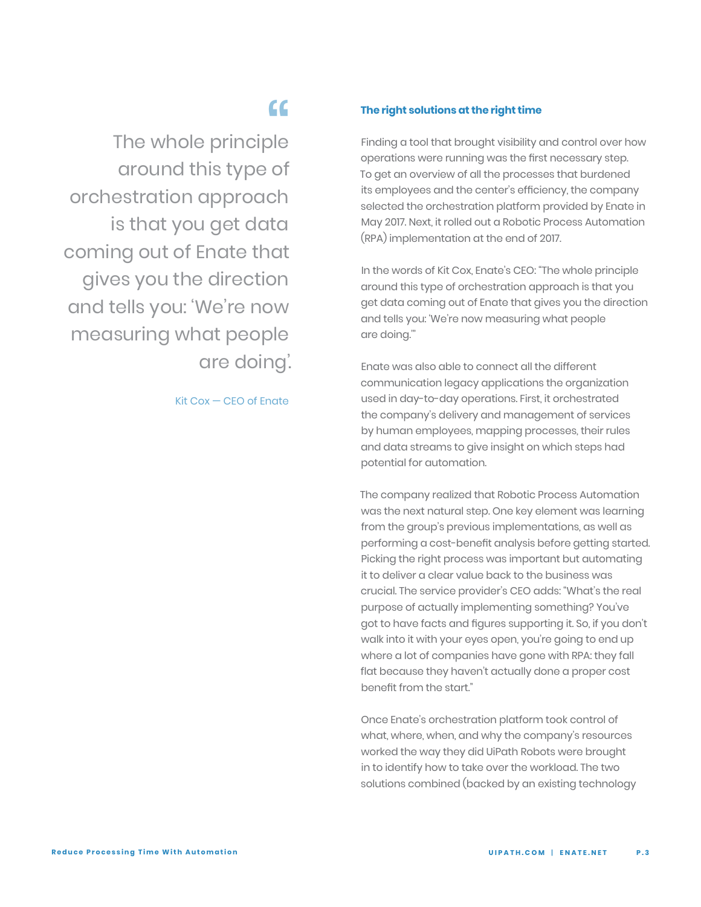> The whole principle around this type of orchestration approach is that you get data coming out of Enate that gives you the direction and tells you: 'We're now measuring what people are doing'.
>
> Kit Cox — CEO of Enate

### The right solutions at the right time

Finding a tool that brought visibility and control over how operations were running was the first necessary step. To get an overview of all the processes that burdened its employees and the center's efficiency, the company selected the orchestration platform provided by Enate in May 2017. Next, it rolled out a Robotic Process Automation (RPA) implementation at the end of 2017.

In the words of Kit Cox, Enate's CEO: "The whole principle around this type of orchestration approach is that you get data coming out of Enate that gives you the direction and tells you: 'We're now measuring what people are doing.'"

Enate was also able to connect all the different communication legacy applications the organization used in day-to-day operations. First, it orchestrated the company's delivery and management of services by human employees, mapping processes, their rules and data streams to give insight on which steps had potential for automation.

The company realized that Robotic Process Automation was the next natural step. One key element was learning from the group's previous implementations, as well as performing a cost-benefit analysis before getting started. Picking the right process was important but automating it to deliver a clear value back to the business was crucial. The service provider's CEO adds: "What's the real purpose of actually implementing something? You've got to have facts and figures supporting it. So, if you don't walk into it with your eyes open, you're going to end up where a lot of companies have gone with RPA: they fall flat because they haven't actually done a proper cost benefit from the start."

Once Enate's orchestration platform took control of what, where, when, and why the company's resources worked the way they did UiPath Robots were brought in to identify how to take over the workload. The two solutions combined (backed by an existing technology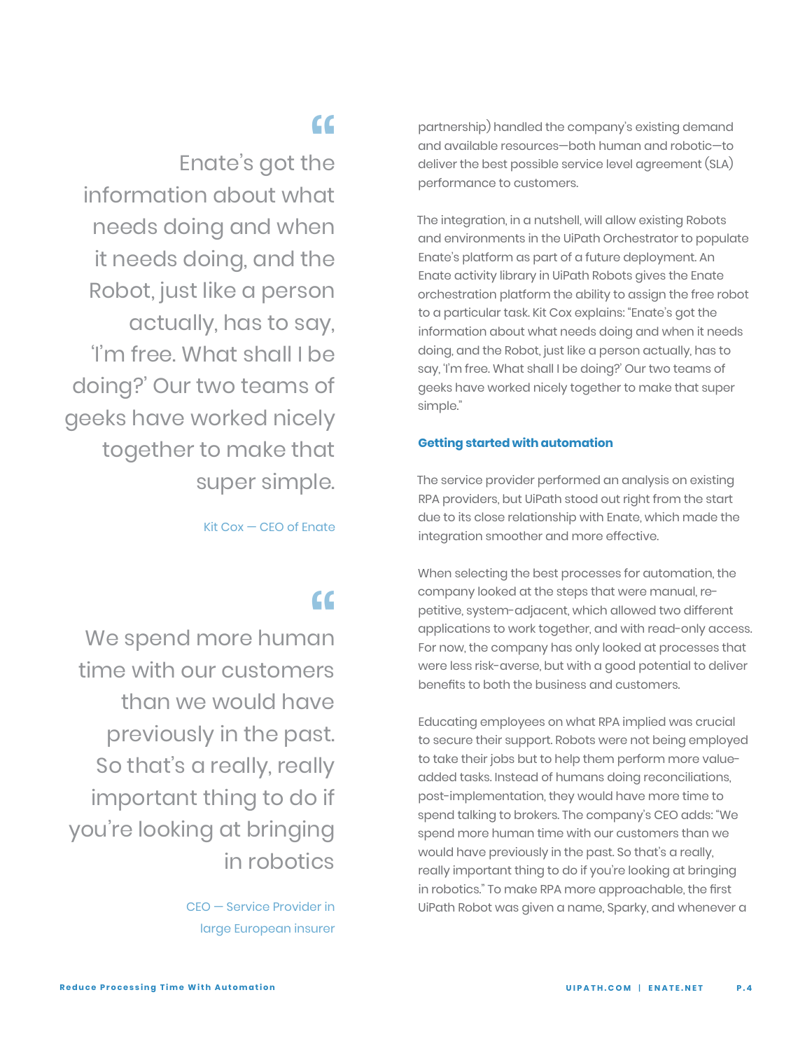> Enate's got the information about what needs doing and when it needs doing, and the Robot, just like a person actually, has to say, 'I'm free. What shall I be doing?' Our two teams of geeks have worked nicely together to make that super simple.
>
> Kit Cox — CEO of Enate

partnership) handled the company's existing demand and available resources—both human and robotic—to deliver the best possible service level agreement (SLA) performance to customers.

The integration, in a nutshell, will allow existing Robots and environments in the UiPath Orchestrator to populate Enate's platform as part of a future deployment. An Enate activity library in UiPath Robots gives the Enate orchestration platform the ability to assign the free robot to a particular task. Kit Cox explains: "Enate's got the information about what needs doing and when it needs doing, and the Robot, just like a person actually, has to say, 'I'm free. What shall I be doing?' Our two teams of geeks have worked nicely together to make that super simple."

### Getting started with automation

The service provider performed an analysis on existing RPA providers, but UiPath stood out right from the start due to its close relationship with Enate, which made the integration smoother and more effective.

When selecting the best processes for automation, the company looked at the steps that were manual, re-petitive, system-adjacent, which allowed two different applications to work together, and with read-only access. For now, the company has only looked at processes that were less risk-averse, but with a good potential to deliver benefits to both the business and customers.

Educating employees on what RPA implied was crucial to secure their support. Robots were not being employed to take their jobs but to help them perform more value-added tasks. Instead of humans doing reconciliations, post-implementation, they would have more time to spend talking to brokers. The company's CEO adds: "We spend more human time with our customers than we would have previously in the past. So that's a really, really important thing to do if you're looking at bringing in robotics." To make RPA more approachable, the first UiPath Robot was given a name, Sparky, and whenever a

> We spend more human time with our customers than we would have previously in the past. So that's a really, really important thing to do if you're looking at bringing in robotics
>
> CEO — Service Provider in large European insurer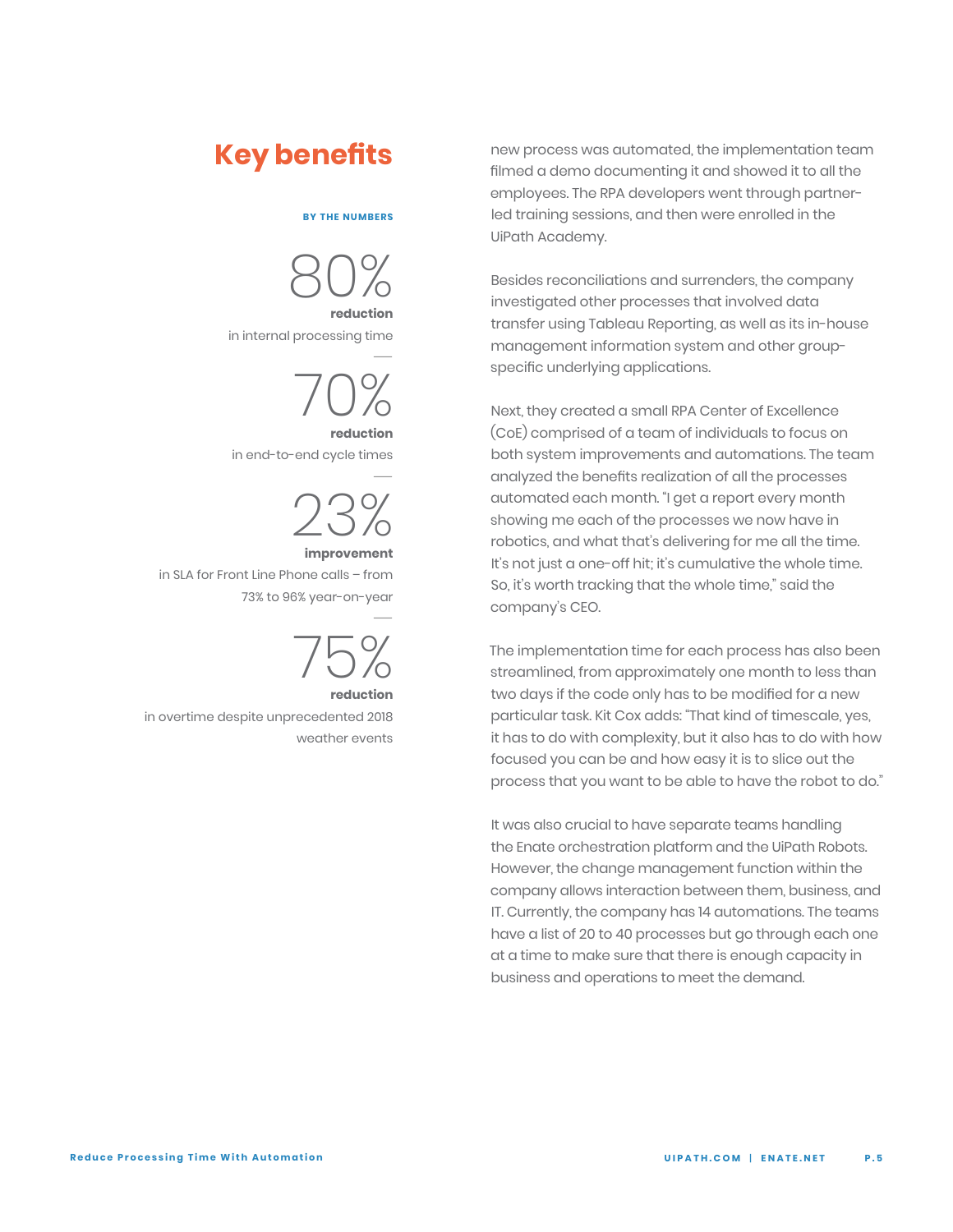## Key benefits

**BY THE NUMBERS**

80%
**reduction**
in internal processing time

70%
**reduction**
in end-to-end cycle times

23%
**improvement**
in SLA for Front Line Phone calls – from 73% to 96% year-on-year

75%
**reduction**
in overtime despite unprecedented 2018 weather events

new process was automated, the implementation team filmed a demo documenting it and showed it to all the employees. The RPA developers went through partner-led training sessions, and then were enrolled in the UiPath Academy.

Besides reconciliations and surrenders, the company investigated other processes that involved data transfer using Tableau Reporting, as well as its in-house management information system and other group-specific underlying applications.

Next, they created a small RPA Center of Excellence (CoE) comprised of a team of individuals to focus on both system improvements and automations. The team analyzed the benefits realization of all the processes automated each month. "I get a report every month showing me each of the processes we now have in robotics, and what that's delivering for me all the time. It's not just a one-off hit; it's cumulative the whole time. So, it's worth tracking that the whole time," said the company's CEO.

The implementation time for each process has also been streamlined, from approximately one month to less than two days if the code only has to be modified for a new particular task. Kit Cox adds: "That kind of timescale, yes, it has to do with complexity, but it also has to do with how focused you can be and how easy it is to slice out the process that you want to be able to have the robot to do."

It was also crucial to have separate teams handling the Enate orchestration platform and the UiPath Robots. However, the change management function within the company allows interaction between them, business, and IT. Currently, the company has 14 automations. The teams have a list of 20 to 40 processes but go through each one at a time to make sure that there is enough capacity in business and operations to meet the demand.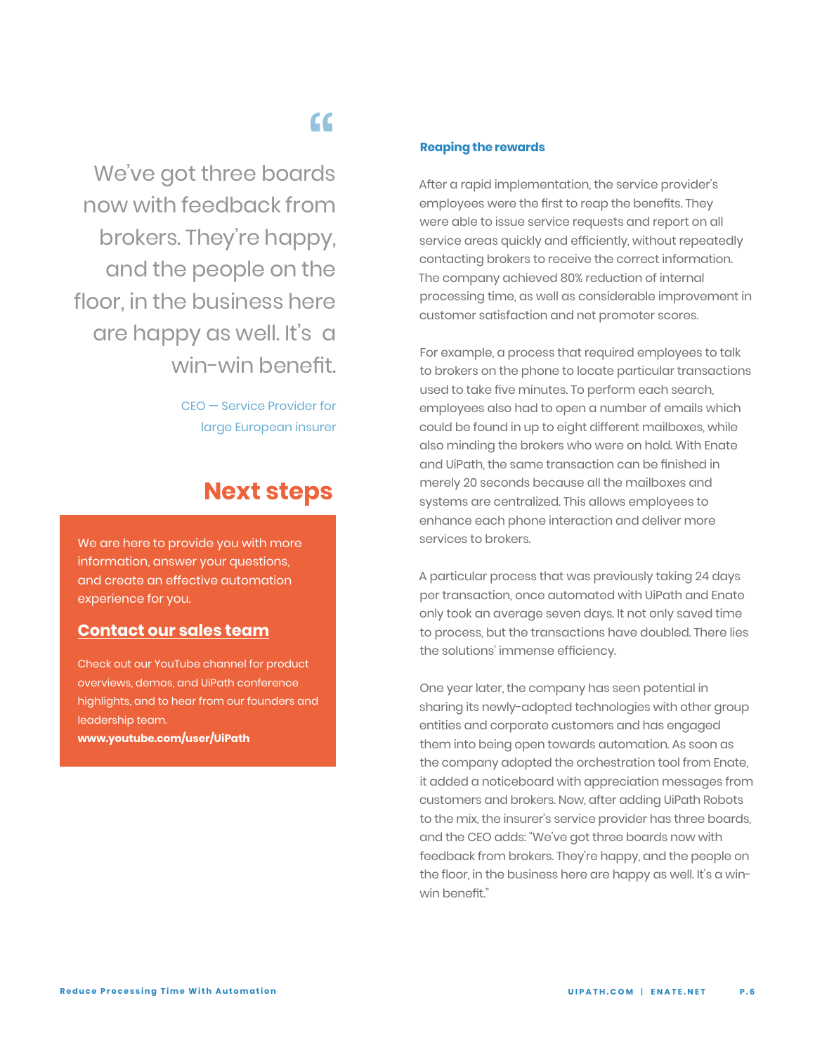> We've got three boards now with feedback from brokers. They're happy, and the people on the floor, in the business here are happy as well. It's a win-win benefit.
>
> CEO — Service Provider for large European insurer

## Next steps

We are here to provide you with more information, answer your questions, and create an effective automation experience for you.

**Contact our sales team**

Check out our YouTube channel for product overviews, demos, and UiPath conference highlights, and to hear from our founders and leadership team.
**www.youtube.com/user/UiPath**

### Reaping the rewards

After a rapid implementation, the service provider's employees were the first to reap the benefits. They were able to issue service requests and report on all service areas quickly and efficiently, without repeatedly contacting brokers to receive the correct information. The company achieved 80% reduction of internal processing time, as well as considerable improvement in customer satisfaction and net promoter scores.

For example, a process that required employees to talk to brokers on the phone to locate particular transactions used to take five minutes. To perform each search, employees also had to open a number of emails which could be found in up to eight different mailboxes, while also minding the brokers who were on hold. With Enate and UiPath, the same transaction can be finished in merely 20 seconds because all the mailboxes and systems are centralized. This allows employees to enhance each phone interaction and deliver more services to brokers.

A particular process that was previously taking 24 days per transaction, once automated with UiPath and Enate only took an average seven days. It not only saved time to process, but the transactions have doubled. There lies the solutions' immense efficiency.

One year later, the company has seen potential in sharing its newly-adopted technologies with other group entities and corporate customers and has engaged them into being open towards automation. As soon as the company adopted the orchestration tool from Enate, it added a noticeboard with appreciation messages from customers and brokers. Now, after adding UiPath Robots to the mix, the insurer's service provider has three boards, and the CEO adds: "We've got three boards now with feedback from brokers. They're happy, and the people on the floor, in the business here are happy as well. It's a win-win benefit."